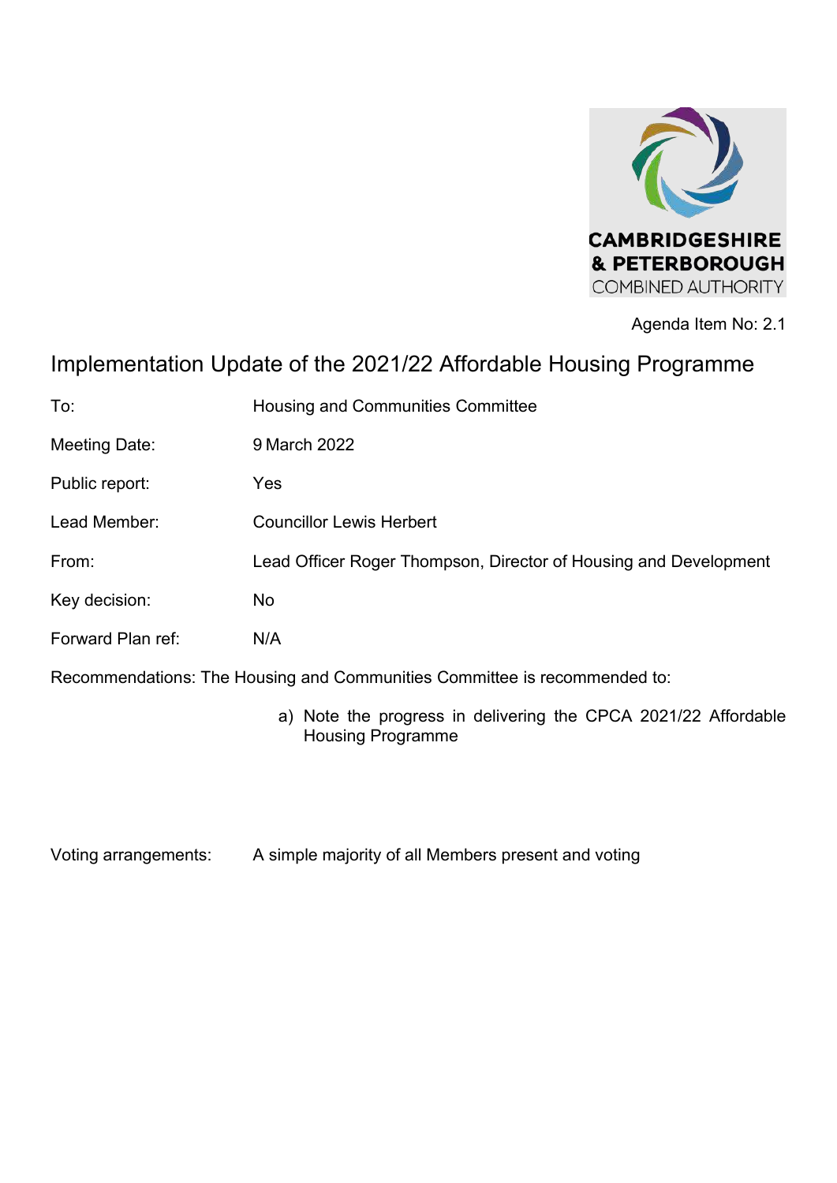CAMBRIDGESHIRE & PETERBOROUGH COMBINED AUTHORITY

Agenda Item No: 2.1

# Implementation Update of the 2021/22 Affordable Housing Programme

| | |
|---|---|
| To: | Housing and Communities Committee |
| Meeting Date: | 9 March 2022 |
| Public report: | Yes |
| Lead Member: | Councillor Lewis Herbert |
| From: | Lead Officer Roger Thompson, Director of Housing and Development |
| Key decision: | No |
| Forward Plan ref: | N/A |

Recommendations: The Housing and Communities Committee is recommended to:

a) Note the progress in delivering the CPCA 2021/22 Affordable Housing Programme

Voting arrangements: A simple majority of all Members present and voting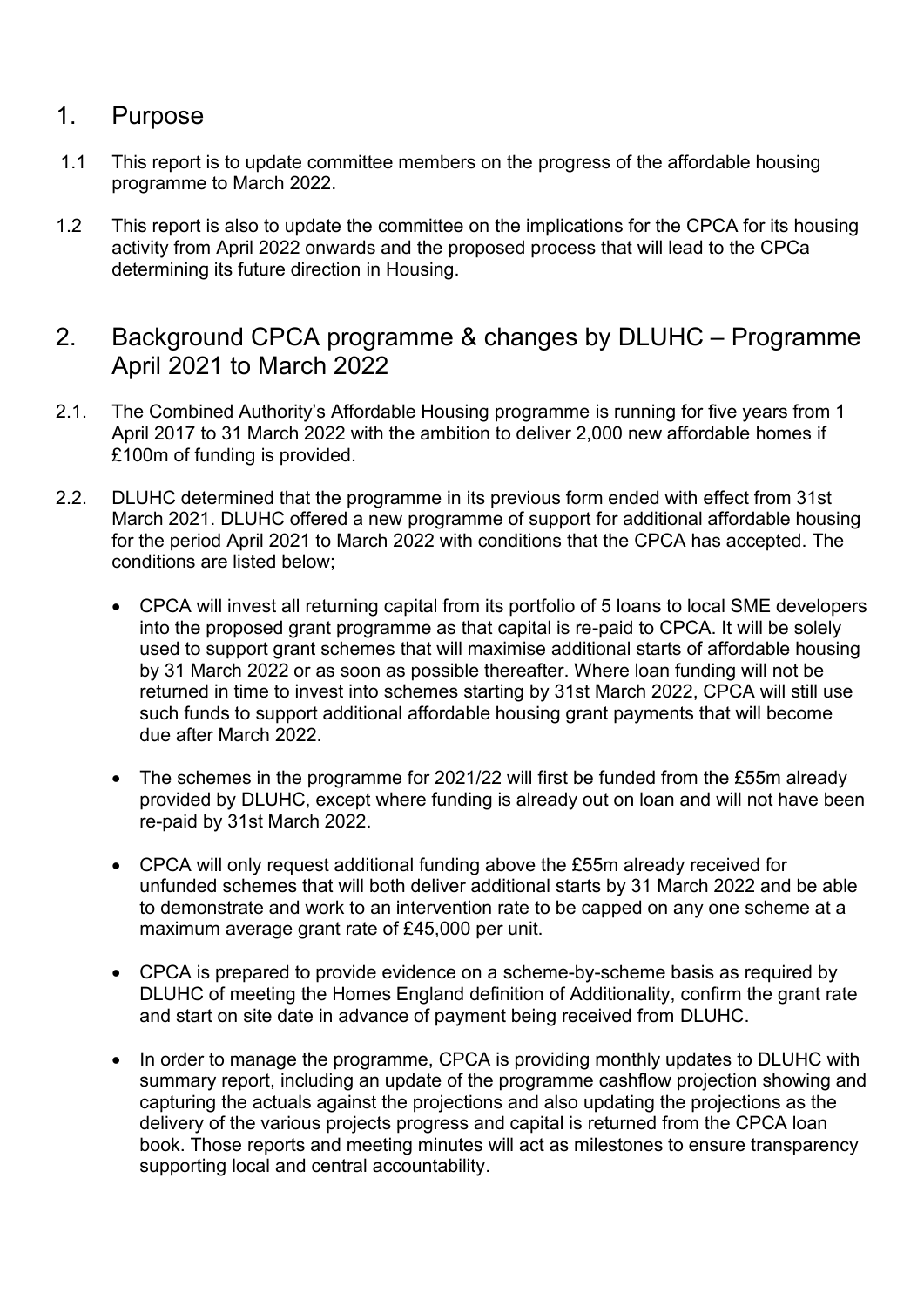## 1. Purpose

1.1 This report is to update committee members on the progress of the affordable housing programme to March 2022.

1.2 This report is also to update the committee on the implications for the CPCA for its housing activity from April 2022 onwards and the proposed process that will lead to the CPCa determining its future direction in Housing.

## 2. Background CPCA programme & changes by DLUHC – Programme April 2021 to March 2022

2.1. The Combined Authority's Affordable Housing programme is running for five years from 1 April 2017 to 31 March 2022 with the ambition to deliver 2,000 new affordable homes if £100m of funding is provided.

2.2. DLUHC determined that the programme in its previous form ended with effect from 31st March 2021. DLUHC offered a new programme of support for additional affordable housing for the period April 2021 to March 2022 with conditions that the CPCA has accepted. The conditions are listed below;

- CPCA will invest all returning capital from its portfolio of 5 loans to local SME developers into the proposed grant programme as that capital is re-paid to CPCA. It will be solely used to support grant schemes that will maximise additional starts of affordable housing by 31 March 2022 or as soon as possible thereafter. Where loan funding will not be returned in time to invest into schemes starting by 31st March 2022, CPCA will still use such funds to support additional affordable housing grant payments that will become due after March 2022.

- The schemes in the programme for 2021/22 will first be funded from the £55m already provided by DLUHC, except where funding is already out on loan and will not have been re-paid by 31st March 2022.

- CPCA will only request additional funding above the £55m already received for unfunded schemes that will both deliver additional starts by 31 March 2022 and be able to demonstrate and work to an intervention rate to be capped on any one scheme at a maximum average grant rate of £45,000 per unit.

- CPCA is prepared to provide evidence on a scheme-by-scheme basis as required by DLUHC of meeting the Homes England definition of Additionality, confirm the grant rate and start on site date in advance of payment being received from DLUHC.

- In order to manage the programme, CPCA is providing monthly updates to DLUHC with summary report, including an update of the programme cashflow projection showing and capturing the actuals against the projections and also updating the projections as the delivery of the various projects progress and capital is returned from the CPCA loan book. Those reports and meeting minutes will act as milestones to ensure transparency supporting local and central accountability.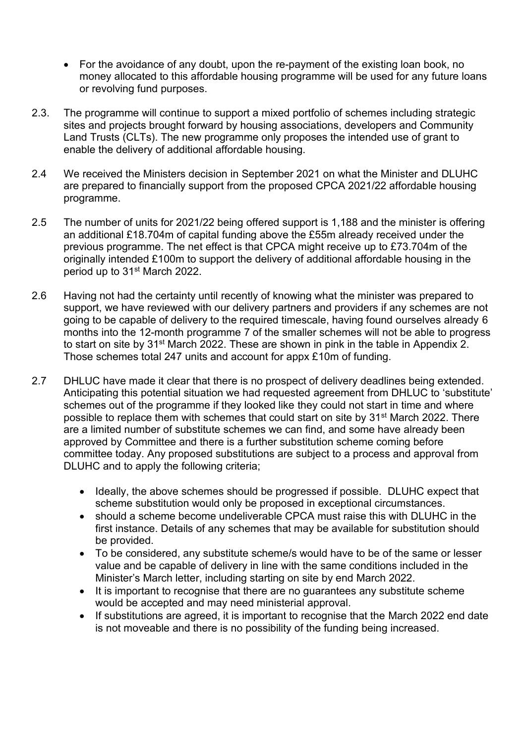- For the avoidance of any doubt, upon the re-payment of the existing loan book, no money allocated to this affordable housing programme will be used for any future loans or revolving fund purposes.

2.3. The programme will continue to support a mixed portfolio of schemes including strategic sites and projects brought forward by housing associations, developers and Community Land Trusts (CLTs). The new programme only proposes the intended use of grant to enable the delivery of additional affordable housing.

2.4 We received the Ministers decision in September 2021 on what the Minister and DLUHC are prepared to financially support from the proposed CPCA 2021/22 affordable housing programme.

2.5 The number of units for 2021/22 being offered support is 1,188 and the minister is offering an additional £18.704m of capital funding above the £55m already received under the previous programme. The net effect is that CPCA might receive up to £73.704m of the originally intended £100m to support the delivery of additional affordable housing in the period up to 31st March 2022.

2.6 Having not had the certainty until recently of knowing what the minister was prepared to support, we have reviewed with our delivery partners and providers if any schemes are not going to be capable of delivery to the required timescale, having found ourselves already 6 months into the 12-month programme 7 of the smaller schemes will not be able to progress to start on site by 31st March 2022. These are shown in pink in the table in Appendix 2. Those schemes total 247 units and account for appx £10m of funding.

2.7 DHLUC have made it clear that there is no prospect of delivery deadlines being extended. Anticipating this potential situation we had requested agreement from DHLUC to 'substitute' schemes out of the programme if they looked like they could not start in time and where possible to replace them with schemes that could start on site by 31st March 2022. There are a limited number of substitute schemes we can find, and some have already been approved by Committee and there is a further substitution scheme coming before committee today. Any proposed substitutions are subject to a process and approval from DLUHC and to apply the following criteria;

  - Ideally, the above schemes should be progressed if possible. DLUHC expect that scheme substitution would only be proposed in exceptional circumstances.
  - should a scheme become undeliverable CPCA must raise this with DLUHC in the first instance. Details of any schemes that may be available for substitution should be provided.
  - To be considered, any substitute scheme/s would have to be of the same or lesser value and be capable of delivery in line with the same conditions included in the Minister's March letter, including starting on site by end March 2022.
  - It is important to recognise that there are no guarantees any substitute scheme would be accepted and may need ministerial approval.
  - If substitutions are agreed, it is important to recognise that the March 2022 end date is not moveable and there is no possibility of the funding being increased.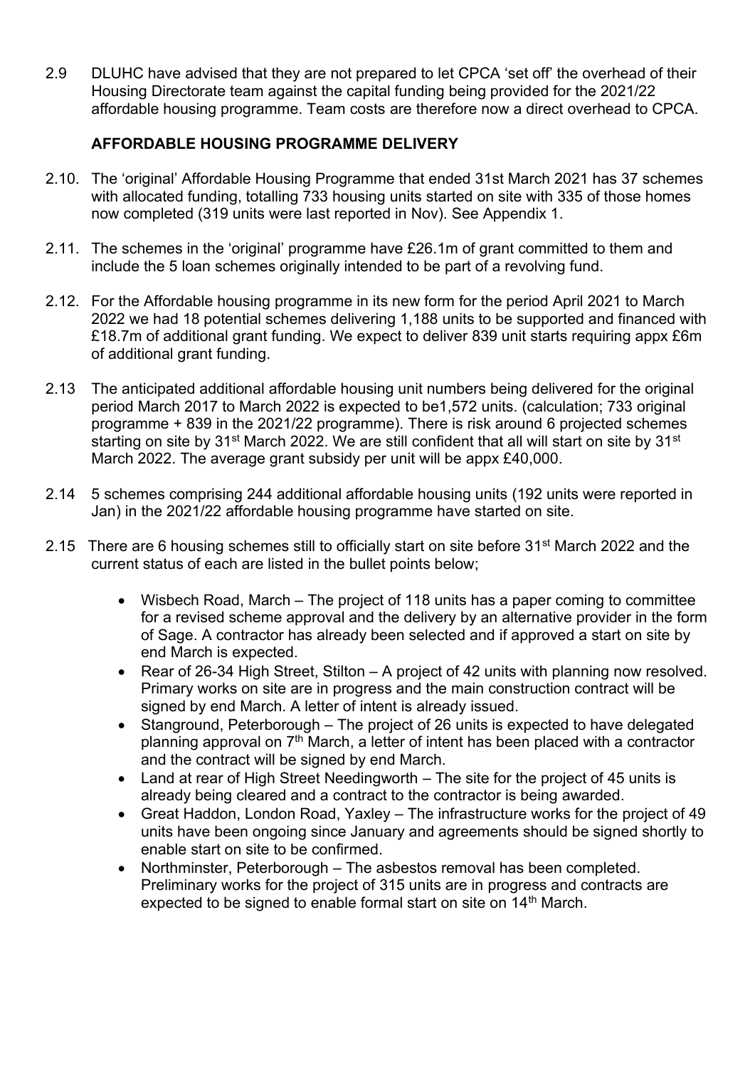2.9 DLUHC have advised that they are not prepared to let CPCA 'set off' the overhead of their Housing Directorate team against the capital funding being provided for the 2021/22 affordable housing programme. Team costs are therefore now a direct overhead to CPCA.

## AFFORDABLE HOUSING PROGRAMME DELIVERY

2.10. The 'original' Affordable Housing Programme that ended 31st March 2021 has 37 schemes with allocated funding, totalling 733 housing units started on site with 335 of those homes now completed (319 units were last reported in Nov). See Appendix 1.

2.11. The schemes in the 'original' programme have £26.1m of grant committed to them and include the 5 loan schemes originally intended to be part of a revolving fund.

2.12. For the Affordable housing programme in its new form for the period April 2021 to March 2022 we had 18 potential schemes delivering 1,188 units to be supported and financed with £18.7m of additional grant funding. We expect to deliver 839 unit starts requiring appx £6m of additional grant funding.

2.13 The anticipated additional affordable housing unit numbers being delivered for the original period March 2017 to March 2022 is expected to be1,572 units. (calculation; 733 original programme + 839 in the 2021/22 programme). There is risk around 6 projected schemes starting on site by 31st March 2022. We are still confident that all will start on site by 31st March 2022. The average grant subsidy per unit will be appx £40,000.

2.14 5 schemes comprising 244 additional affordable housing units (192 units were reported in Jan) in the 2021/22 affordable housing programme have started on site.

2.15 There are 6 housing schemes still to officially start on site before 31st March 2022 and the current status of each are listed in the bullet points below;

- Wisbech Road, March – The project of 118 units has a paper coming to committee for a revised scheme approval and the delivery by an alternative provider in the form of Sage. A contractor has already been selected and if approved a start on site by end March is expected.
- Rear of 26-34 High Street, Stilton – A project of 42 units with planning now resolved. Primary works on site are in progress and the main construction contract will be signed by end March. A letter of intent is already issued.
- Stanground, Peterborough – The project of 26 units is expected to have delegated planning approval on 7th March, a letter of intent has been placed with a contractor and the contract will be signed by end March.
- Land at rear of High Street Needingworth – The site for the project of 45 units is already being cleared and a contract to the contractor is being awarded.
- Great Haddon, London Road, Yaxley – The infrastructure works for the project of 49 units have been ongoing since January and agreements should be signed shortly to enable start on site to be confirmed.
- Northminster, Peterborough – The asbestos removal has been completed. Preliminary works for the project of 315 units are in progress and contracts are expected to be signed to enable formal start on site on 14th March.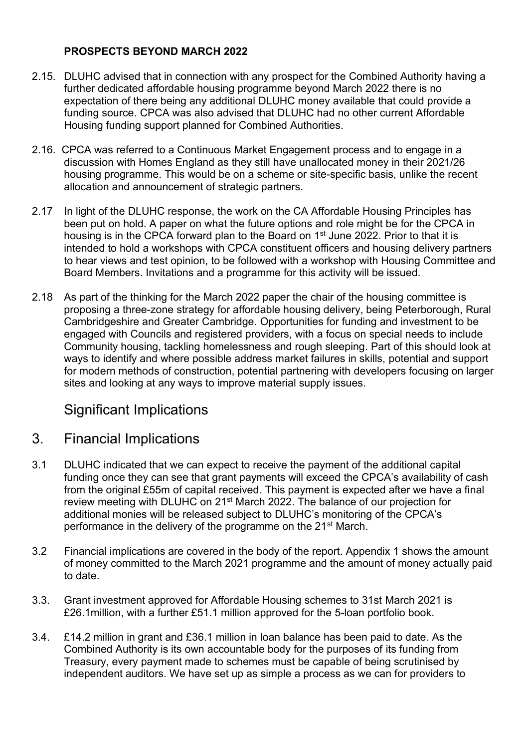**PROSPECTS BEYOND MARCH 2022**

2.15. DLUHC advised that in connection with any prospect for the Combined Authority having a further dedicated affordable housing programme beyond March 2022 there is no expectation of there being any additional DLUHC money available that could provide a funding source. CPCA was also advised that DLUHC had no other current Affordable Housing funding support planned for Combined Authorities.

2.16. CPCA was referred to a Continuous Market Engagement process and to engage in a discussion with Homes England as they still have unallocated money in their 2021/26 housing programme. This would be on a scheme or site-specific basis, unlike the recent allocation and announcement of strategic partners.

2.17 In light of the DLUHC response, the work on the CA Affordable Housing Principles has been put on hold. A paper on what the future options and role might be for the CPCA in housing is in the CPCA forward plan to the Board on 1st June 2022. Prior to that it is intended to hold a workshops with CPCA constituent officers and housing delivery partners to hear views and test opinion, to be followed with a workshop with Housing Committee and Board Members. Invitations and a programme for this activity will be issued.

2.18 As part of the thinking for the March 2022 paper the chair of the housing committee is proposing a three-zone strategy for affordable housing delivery, being Peterborough, Rural Cambridgeshire and Greater Cambridge. Opportunities for funding and investment to be engaged with Councils and registered providers, with a focus on special needs to include Community housing, tackling homelessness and rough sleeping. Part of this should look at ways to identify and where possible address market failures in skills, potential and support for modern methods of construction, potential partnering with developers focusing on larger sites and looking at any ways to improve material supply issues.

## Significant Implications

## 3. Financial Implications

3.1 DLUHC indicated that we can expect to receive the payment of the additional capital funding once they can see that grant payments will exceed the CPCA's availability of cash from the original £55m of capital received. This payment is expected after we have a final review meeting with DLUHC on 21st March 2022. The balance of our projection for additional monies will be released subject to DLUHC's monitoring of the CPCA's performance in the delivery of the programme on the 21st March.

3.2 Financial implications are covered in the body of the report. Appendix 1 shows the amount of money committed to the March 2021 programme and the amount of money actually paid to date.

3.3. Grant investment approved for Affordable Housing schemes to 31st March 2021 is £26.1million, with a further £51.1 million approved for the 5-loan portfolio book.

3.4. £14.2 million in grant and £36.1 million in loan balance has been paid to date. As the Combined Authority is its own accountable body for the purposes of its funding from Treasury, every payment made to schemes must be capable of being scrutinised by independent auditors. We have set up as simple a process as we can for providers to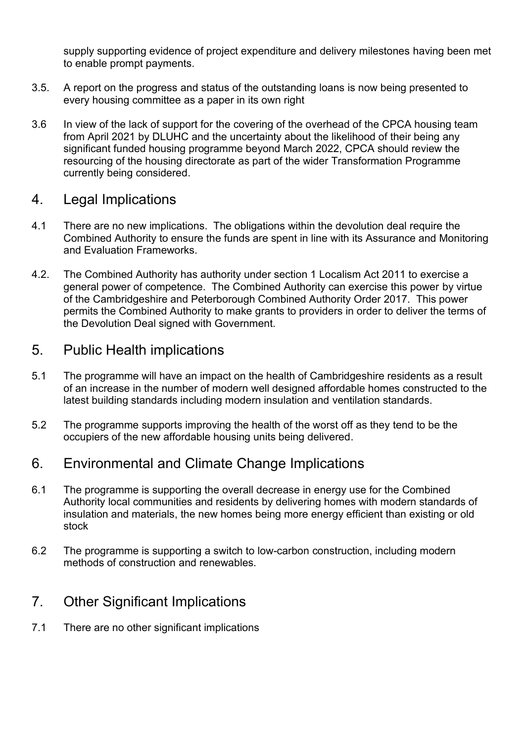supply supporting evidence of project expenditure and delivery milestones having been met to enable prompt payments.

3.5. A report on the progress and status of the outstanding loans is now being presented to every housing committee as a paper in its own right

3.6 In view of the lack of support for the covering of the overhead of the CPCA housing team from April 2021 by DLUHC and the uncertainty about the likelihood of their being any significant funded housing programme beyond March 2022, CPCA should review the resourcing of the housing directorate as part of the wider Transformation Programme currently being considered.

## 4. Legal Implications

4.1 There are no new implications. The obligations within the devolution deal require the Combined Authority to ensure the funds are spent in line with its Assurance and Monitoring and Evaluation Frameworks.

4.2. The Combined Authority has authority under section 1 Localism Act 2011 to exercise a general power of competence. The Combined Authority can exercise this power by virtue of the Cambridgeshire and Peterborough Combined Authority Order 2017. This power permits the Combined Authority to make grants to providers in order to deliver the terms of the Devolution Deal signed with Government.

## 5. Public Health implications

5.1 The programme will have an impact on the health of Cambridgeshire residents as a result of an increase in the number of modern well designed affordable homes constructed to the latest building standards including modern insulation and ventilation standards.

5.2 The programme supports improving the health of the worst off as they tend to be the occupiers of the new affordable housing units being delivered.

## 6. Environmental and Climate Change Implications

6.1 The programme is supporting the overall decrease in energy use for the Combined Authority local communities and residents by delivering homes with modern standards of insulation and materials, the new homes being more energy efficient than existing or old stock

6.2 The programme is supporting a switch to low-carbon construction, including modern methods of construction and renewables.

## 7. Other Significant Implications

7.1 There are no other significant implications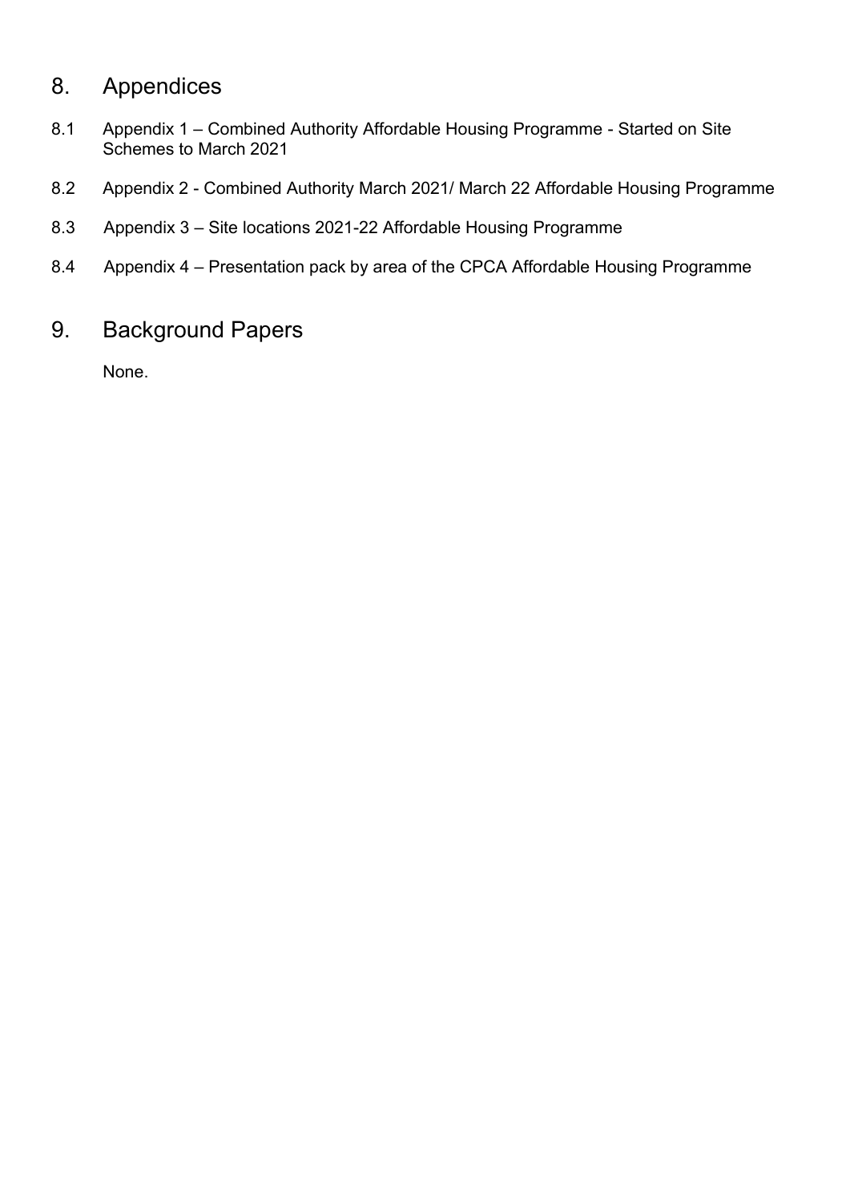## 8. Appendices

8.1 Appendix 1 – Combined Authority Affordable Housing Programme - Started on Site Schemes to March 2021

8.2 Appendix 2 - Combined Authority March 2021/ March 22 Affordable Housing Programme

8.3 Appendix 3 – Site locations 2021-22 Affordable Housing Programme

8.4 Appendix 4 – Presentation pack by area of the CPCA Affordable Housing Programme

## 9. Background Papers

None.